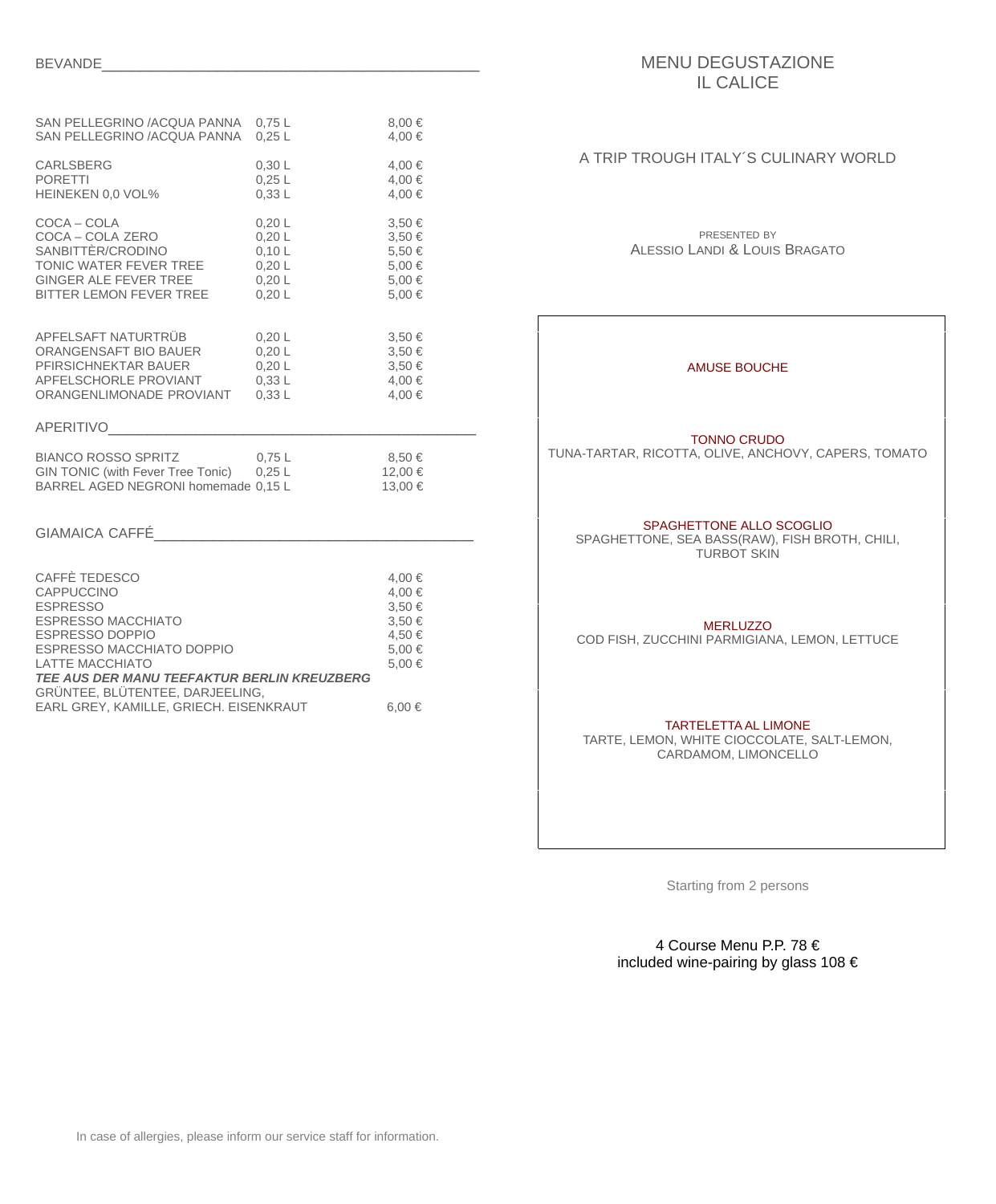## BEVANDE

| | | |
|---|---|---|
| SAN PELLEGRINO /ACQUA PANNA | 0,75 L | 8,00 € |
| SAN PELLEGRINO /ACQUA PANNA | 0,25 L | 4,00 € |
| CARLSBERG | 0,30 L | 4,00 € |
| PORETTI | 0,25 L | 4,00 € |
| HEINEKEN 0,0 VOL% | 0,33 L | 4,00 € |
| COCA – COLA | 0,20 L | 3,50 € |
| COCA – COLA ZERO | 0,20 L | 3,50 € |
| SANBITTÈR/CRODINO | 0,10 L | 5,50 € |
| TONIC WATER FEVER TREE | 0,20 L | 5,00 € |
| GINGER ALE FEVER TREE | 0,20 L | 5,00 € |
| BITTER LEMON FEVER TREE | 0,20 L | 5,00 € |
| APFELSAFT NATURTRÜB | 0,20 L | 3,50 € |
| ORANGENSAFT BIO BAUER | 0,20 L | 3,50 € |
| PFIRSICHNEKTAR BAUER | 0,20 L | 3,50 € |
| APFELSCHORLE PROVIANT | 0,33 L | 4,00 € |
| ORANGENLIMONADE PROVIANT | 0,33 L | 4,00 € |

## APERITIVO

| | | |
|---|---|---|
| BIANCO ROSSO SPRITZ | 0,75 L | 8,50 € |
| GIN TONIC (with Fever Tree Tonic) | 0,25 L | 12,00 € |
| BARREL AGED NEGRONI homemade | 0,15 L | 13,00 € |

## GIAMAICA CAFFÉ

| | |
|---|---|
| CAFFÈ TEDESCO | 4,00 € |
| CAPPUCCINO | 4,00 € |
| ESPRESSO | 3,50 € |
| ESPRESSO MACCHIATO | 3,50 € |
| ESPRESSO DOPPIO | 4,50 € |
| ESPRESSO MACCHIATO DOPPIO | 5,00 € |
| LATTE MACCHIATO | 5,00 € |

***TEE AUS DER MANU TEEFAKTUR BERLIN KREUZBERG***
GRÜNTEE, BLÜTENTEE, DARJEELING,
EARL GREY, KAMILLE, GRIECH. EISENKRAUT 6,00 €

# MENU DEGUSTAZIONE
# IL CALICE

A TRIP TROUGH ITALY´S CULINARY WORLD

PRESENTED BY
ALESSIO LANDI & LOUIS BRAGATO

AMUSE BOUCHE

TONNO CRUDO
TUNA-TARTAR, RICOTTA, OLIVE, ANCHOVY, CAPERS, TOMATO

SPAGHETTONE ALLO SCOGLIO
SPAGHETTONE, SEA BASS(RAW), FISH BROTH, CHILI, TURBOT SKIN

MERLUZZO
COD FISH, ZUCCHINI PARMIGIANA, LEMON, LETTUCE

TARTELETTA AL LIMONE
TARTE, LEMON, WHITE CIOCCOLATE, SALT-LEMON, CARDAMOM, LIMONCELLO

Starting from 2 persons

4 Course Menu P.P. 78 €
included wine-pairing by glass 108 €

In case of allergies, please inform our service staff for information.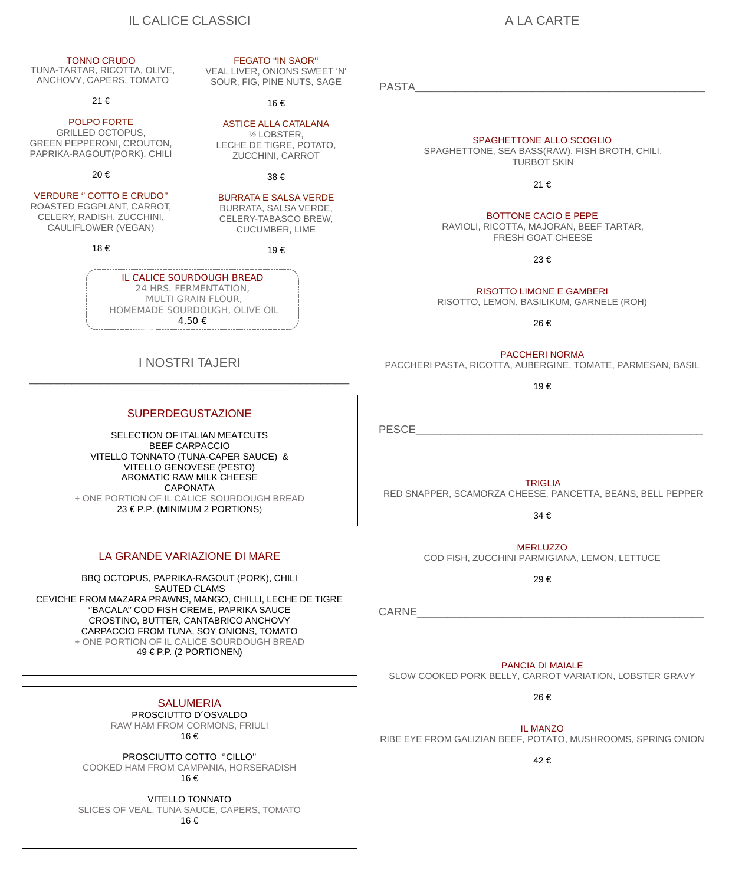## IL CALICE CLASSICI

### TONNO CRUDO
TUNA-TARTAR, RICOTTA, OLIVE, ANCHOVY, CAPERS, TOMATO

21 €

### POLPO FORTE
GRILLED OCTOPUS, GREEN PEPPERONI, CROUTON, PAPRIKA-RAGOUT(PORK), CHILI

20 €

### VERDURE '' COTTO E CRUDO''
ROASTED EGGPLANT, CARROT, CELERY, RADISH, ZUCCHINI, CAULIFLOWER (VEGAN)

18 €

### FEGATO ''IN SAOR''
VEAL LIVER, ONIONS SWEET 'N' SOUR, FIG, PINE NUTS, SAGE

16 €

### ASTICE ALLA CATALANA
½ LOBSTER, LECHE DE TIGRE, POTATO, ZUCCHINI, CARROT

38 €

### BURRATA E SALSA VERDE
BURRATA, SALSA VERDE, CELERY-TABASCO BREW, CUCUMBER, LIME

19 €

### IL CALICE SOURDOUGH BREAD
24 HRS. FERMENTATION, MULTI GRAIN FLOUR, HOMEMADE SOURDOUGH, OLIVE OIL

4,50 €

## I NOSTRI TAJERI

### SUPERDEGUSTAZIONE

SELECTION OF ITALIAN MEATCUTS
BEEF CARPACCIO
VITELLO TONNATO (TUNA-CAPER SAUCE) &
VITELLO GENOVESE (PESTO)
AROMATIC RAW MILK CHEESE
CAPONATA
+ ONE PORTION OF IL CALICE SOURDOUGH BREAD
23 € P.P. (MINIMUM 2 PORTIONS)

### LA GRANDE VARIAZIONE DI MARE

BBQ OCTOPUS, PAPRIKA-RAGOUT (PORK), CHILI
SAUTED CLAMS
CEVICHE FROM MAZARA PRAWNS, MANGO, CHILLI, LECHE DE TIGRE
''BACALA'' COD FISH CREME, PAPRIKA SAUCE
CROSTINO, BUTTER, CANTABRICO ANCHOVY
CARPACCIO FROM TUNA, SOY ONIONS, TOMATO
+ ONE PORTION OF IL CALICE SOURDOUGH BREAD
49 € P.P. (2 PORTIONEN)

### SALUMERIA

PROSCIUTTO D´OSVALDO
RAW HAM FROM CORMONS, FRIULI
16 €

PROSCIUTTO COTTO ''CILLO''
COOKED HAM FROM CAMPANIA, HORSERADISH
16 €

VITELLO TONNATO
SLICES OF VEAL, TUNA SAUCE, CAPERS, TOMATO
16 €

## A LA CARTE

### PASTA

#### SPAGHETTONE ALLO SCOGLIO
SPAGHETTONE, SEA BASS(RAW), FISH BROTH, CHILI, TURBOT SKIN

21 €

#### BOTTONE CACIO E PEPE
RAVIOLI, RICOTTA, MAJORAN, BEEF TARTAR, FRESH GOAT CHEESE

23 €

#### RISOTTO LIMONE E GAMBERI
RISOTTO, LEMON, BASILIKUM, GARNELE (ROH)

26 €

#### PACCHERI NORMA
PACCHERI PASTA, RICOTTA, AUBERGINE, TOMATE, PARMESAN, BASIL

19 €

### PESCE

#### TRIGLIA
RED SNAPPER, SCAMORZA CHEESE, PANCETTA, BEANS, BELL PEPPER

34 €

#### MERLUZZO
COD FISH, ZUCCHINI PARMIGIANA, LEMON, LETTUCE

29 €

### CARNE

#### PANCIA DI MAIALE
SLOW COOKED PORK BELLY, CARROT VARIATION, LOBSTER GRAVY

26 €

#### IL MANZO
RIBE EYE FROM GALIZIAN BEEF, POTATO, MUSHROOMS, SPRING ONION

42 €